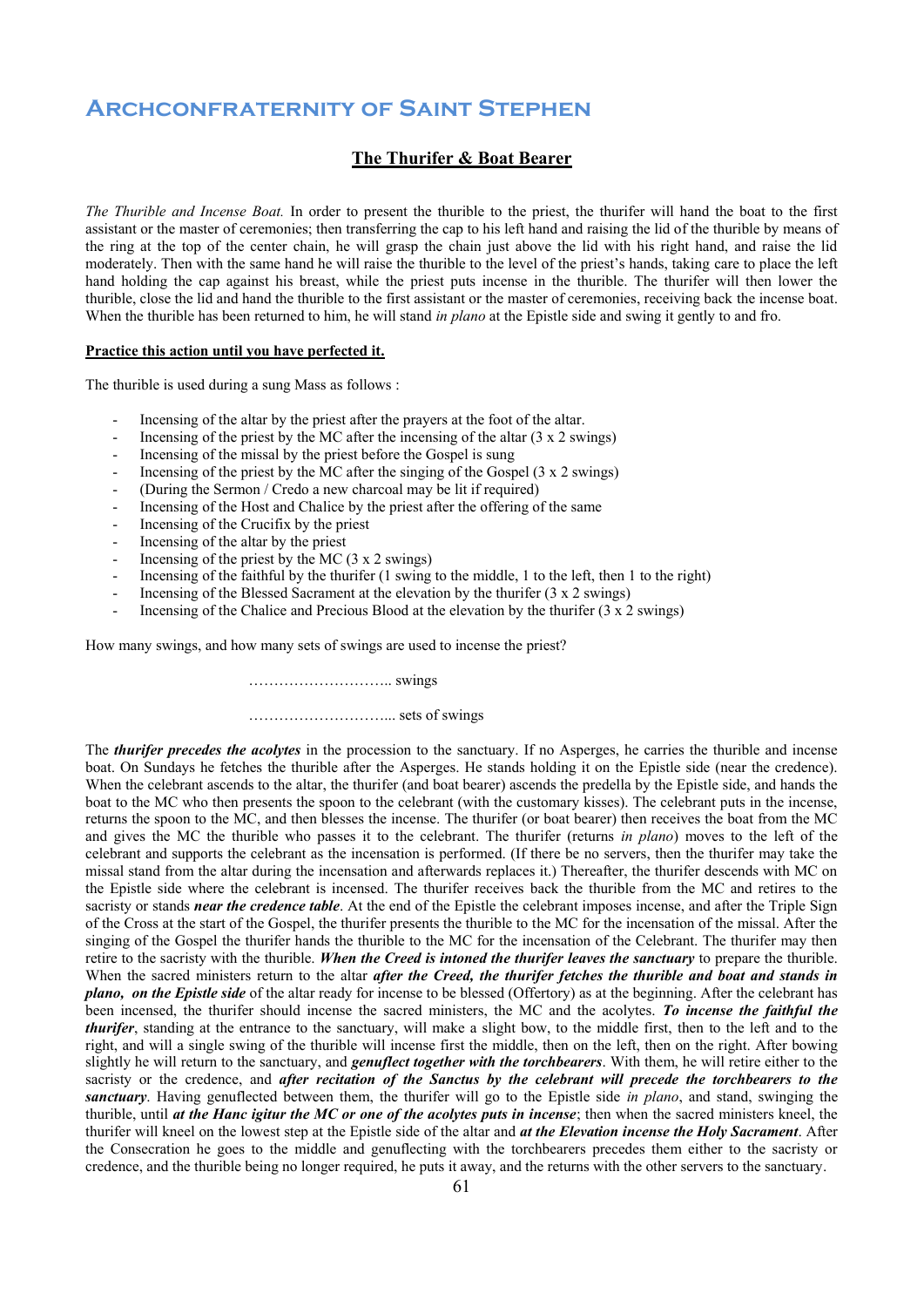# Archconfraternity of Saint Stephen

## The Thurifer & Boat Bearer

*The Thurible and Incense Boat.* In order to present the thurible to the priest, the thurifer will hand the boat to the first assistant or the master of ceremonies; then transferring the cap to his left hand and raising the lid of the thurible by means of the ring at the top of the center chain, he will grasp the chain just above the lid with his right hand, and raise the lid moderately. Then with the same hand he will raise the thurible to the level of the priest's hands, taking care to place the left hand holding the cap against his breast, while the priest puts incense in the thurible. The thurifer will then lower the thurible, close the lid and hand the thurible to the first assistant or the master of ceremonies, receiving back the incense boat. When the thurible has been returned to him, he will stand *in plano* at the Epistle side and swing it gently to and fro.

**Practice this action until you have perfected it.**

The thurible is used during a sung Mass as follows :

- Incensing of the altar by the priest after the prayers at the foot of the altar.
- Incensing of the priest by the MC after the incensing of the altar (3 x 2 swings)
- Incensing of the missal by the priest before the Gospel is sung
- Incensing of the priest by the MC after the singing of the Gospel (3 x 2 swings)
- (During the Sermon / Credo a new charcoal may be lit if required)
- Incensing of the Host and Chalice by the priest after the offering of the same
- Incensing of the Crucifix by the priest
- Incensing of the altar by the priest
- Incensing of the priest by the MC (3 x 2 swings)
- Incensing of the faithful by the thurifer (1 swing to the middle, 1 to the left, then 1 to the right)
- Incensing of the Blessed Sacrament at the elevation by the thurifer (3 x 2 swings)
- Incensing of the Chalice and Precious Blood at the elevation by the thurifer (3 x 2 swings)

How many swings, and how many sets of swings are used to incense the priest?

……………………….. swings

……………………….. sets of swings

The ***thurifer precedes the acolytes*** in the procession to the sanctuary. If no Asperges, he carries the thurible and incense boat. On Sundays he fetches the thurible after the Asperges. He stands holding it on the Epistle side (near the credence). When the celebrant ascends to the altar, the thurifer (and boat bearer) ascends the predella by the Epistle side, and hands the boat to the MC who then presents the spoon to the celebrant (with the customary kisses). The celebrant puts in the incense, returns the spoon to the MC, and then blesses the incense. The thurifer (or boat bearer) then receives the boat from the MC and gives the MC the thurible who passes it to the celebrant. The thurifer (returns *in plano*) moves to the left of the celebrant and supports the celebrant as the incensation is performed. (If there be no servers, then the thurifer may take the missal stand from the altar during the incensation and afterwards replaces it.) Thereafter, the thurifer descends with MC on the Epistle side where the celebrant is incensed. The thurifer receives back the thurible from the MC and retires to the sacristy or stands ***near the credence table***. At the end of the Epistle the celebrant imposes incense, and after the Triple Sign of the Cross at the start of the Gospel, the thurifer presents the thurible to the MC for the incensation of the missal. After the singing of the Gospel the thurifer hands the thurible to the MC for the incensation of the Celebrant. The thurifer may then retire to the sacristy with the thurible. ***When the Creed is intoned the thurifer leaves the sanctuary*** to prepare the thurible. When the sacred ministers return to the altar ***after the Creed, the thurifer fetches the thurible and boat and stands in plano, on the Epistle side*** of the altar ready for incense to be blessed (Offertory) as at the beginning. After the celebrant has been incensed, the thurifer should incense the sacred ministers, the MC and the acolytes. ***To incense the faithful the thurifer***, standing at the entrance to the sanctuary, will make a slight bow, to the middle first, then to the left and to the right, and will a single swing of the thurible will incense first the middle, then on the left, then on the right. After bowing slightly he will return to the sanctuary, and ***genuflect together with the torchbearers***. With them, he will retire either to the sacristy or the credence, and ***after recitation of the Sanctus by the celebrant will precede the torchbearers to the sanctuary***. Having genuflected between them, the thurifer will go to the Epistle side *in plano*, and stand, swinging the thurible, until ***at the Hanc igitur the MC or one of the acolytes puts in incense***; then when the sacred ministers kneel, the thurifer will kneel on the lowest step at the Epistle side of the altar and ***at the Elevation incense the Holy Sacrament***. After the Consecration he goes to the middle and genuflecting with the torchbearers precedes them either to the sacristy or credence, and the thurible being no longer required, he puts it away, and the returns with the other servers to the sanctuary.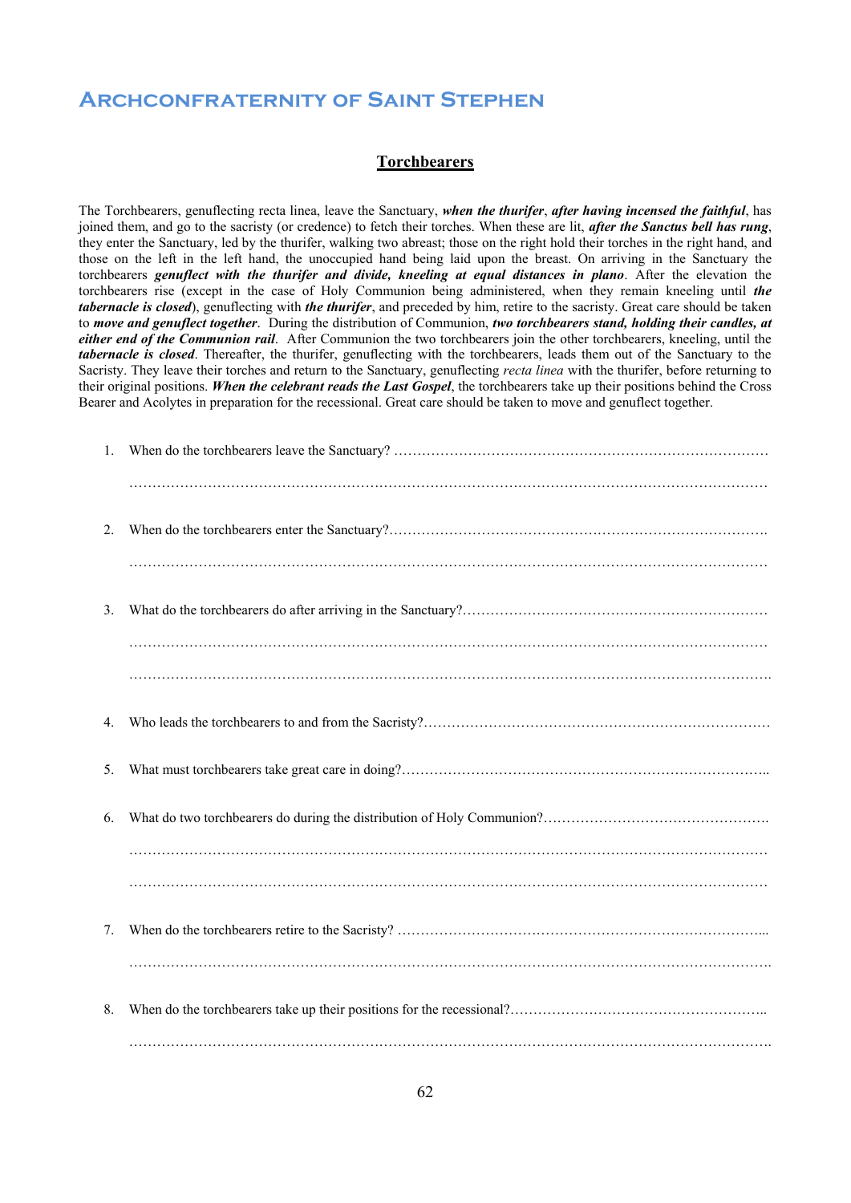## Archconfraternity of Saint Stephen

### Torchbearers

The Torchbearers, genuflecting recta linea, leave the Sanctuary, ***when the thurifer***, ***after having incensed the faithful***, has joined them, and go to the sacristy (or credence) to fetch their torches. When these are lit, ***after the Sanctus bell has rung***, they enter the Sanctuary, led by the thurifer, walking two abreast; those on the right hold their torches in the right hand, and those on the left in the left hand, the unoccupied hand being laid upon the breast. On arriving in the Sanctuary the torchbearers ***genuflect with the thurifer and divide, kneeling at equal distances in plano***. After the elevation the torchbearers rise (except in the case of Holy Communion being administered, when they remain kneeling until ***the tabernacle is closed***), genuflecting with ***the thurifer***, and preceded by him, retire to the sacristy. Great care should be taken to ***move and genuflect together***. During the distribution of Communion, ***two torchbearers stand, holding their candles, at either end of the Communion rail***. After Communion the two torchbearers join the other torchbearers, kneeling, until the ***tabernacle is closed***. Thereafter, the thurifer, genuflecting with the torchbearers, leads them out of the Sanctuary to the Sacristy. They leave their torches and return to the Sanctuary, genuflecting *recta linea* with the thurifer, before returning to their original positions. ***When the celebrant reads the Last Gospel***, the torchbearers take up their positions behind the Cross Bearer and Acolytes in preparation for the recessional. Great care should be taken to move and genuflect together.

1. When do the torchbearers leave the Sanctuary? ……………………………………………………………………

   ……………………………………………………………………………………………………………………

2. When do the torchbearers enter the Sanctuary?…………………………………………………………………….

   ……………………………………………………………………………………………………………………

3. What do the torchbearers do after arriving in the Sanctuary?…………………………………………………………

   ……………………………………………………………………………………………………………………

   …………………………………………………………………………………………………………………….

4. Who leads the torchbearers to and from the Sacristy?…………………………………………………………………

5. What must torchbearers take great care in doing?……………………………………………………………………..

6. What do two torchbearers do during the distribution of Holy Communion?………………………………………….

   ……………………………………………………………………………………………………………………

   ……………………………………………………………………………………………………………………

7. When do the torchbearers retire to the Sacristy? …………………………………………………………………...

   …………………………………………………………………………………………………………………….

8. When do the torchbearers take up their positions for the recessional?………………………………………………..

   …………………………………………………………………………………………………………………….